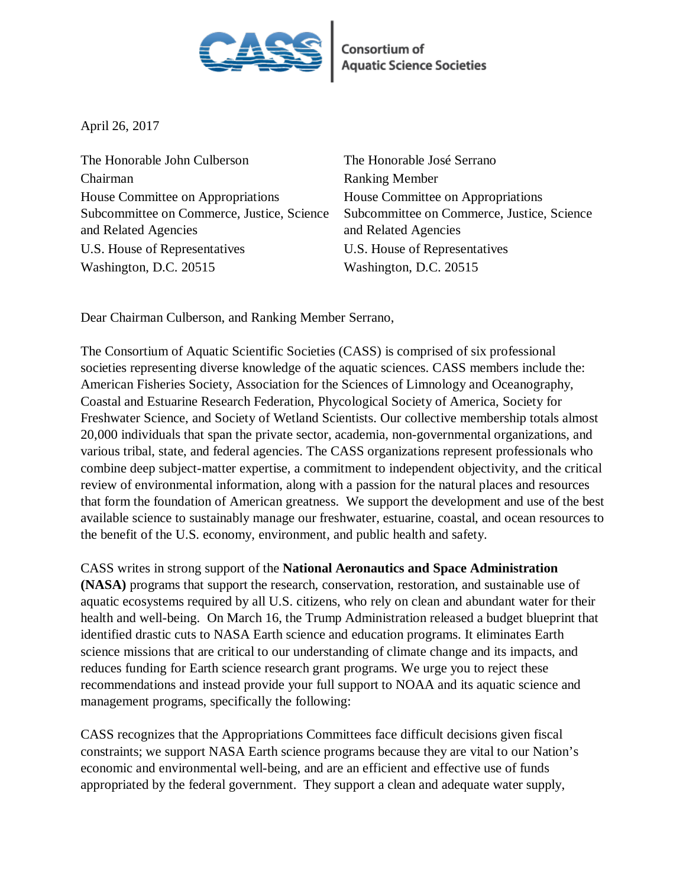CASS | Consortium of Aquatic Science Societies

April 26, 2017

The Honorable John Culberson
Chairman
House Committee on Appropriations
Subcommittee on Commerce, Justice, Science and Related Agencies
U.S. House of Representatives
Washington, D.C. 20515

The Honorable José Serrano
Ranking Member
House Committee on Appropriations
Subcommittee on Commerce, Justice, Science and Related Agencies
U.S. House of Representatives
Washington, D.C. 20515

Dear Chairman Culberson, and Ranking Member Serrano,

The Consortium of Aquatic Scientific Societies (CASS) is comprised of six professional societies representing diverse knowledge of the aquatic sciences. CASS members include the: American Fisheries Society, Association for the Sciences of Limnology and Oceanography, Coastal and Estuarine Research Federation, Phycological Society of America, Society for Freshwater Science, and Society of Wetland Scientists. Our collective membership totals almost 20,000 individuals that span the private sector, academia, non-governmental organizations, and various tribal, state, and federal agencies. The CASS organizations represent professionals who combine deep subject-matter expertise, a commitment to independent objectivity, and the critical review of environmental information, along with a passion for the natural places and resources that form the foundation of American greatness. We support the development and use of the best available science to sustainably manage our freshwater, estuarine, coastal, and ocean resources to the benefit of the U.S. economy, environment, and public health and safety.

CASS writes in strong support of the **National Aeronautics and Space Administration (NASA)** programs that support the research, conservation, restoration, and sustainable use of aquatic ecosystems required by all U.S. citizens, who rely on clean and abundant water for their health and well-being. On March 16, the Trump Administration released a budget blueprint that identified drastic cuts to NASA Earth science and education programs. It eliminates Earth science missions that are critical to our understanding of climate change and its impacts, and reduces funding for Earth science research grant programs. We urge you to reject these recommendations and instead provide your full support to NOAA and its aquatic science and management programs, specifically the following:

CASS recognizes that the Appropriations Committees face difficult decisions given fiscal constraints; we support NASA Earth science programs because they are vital to our Nation's economic and environmental well-being, and are an efficient and effective use of funds appropriated by the federal government. They support a clean and adequate water supply,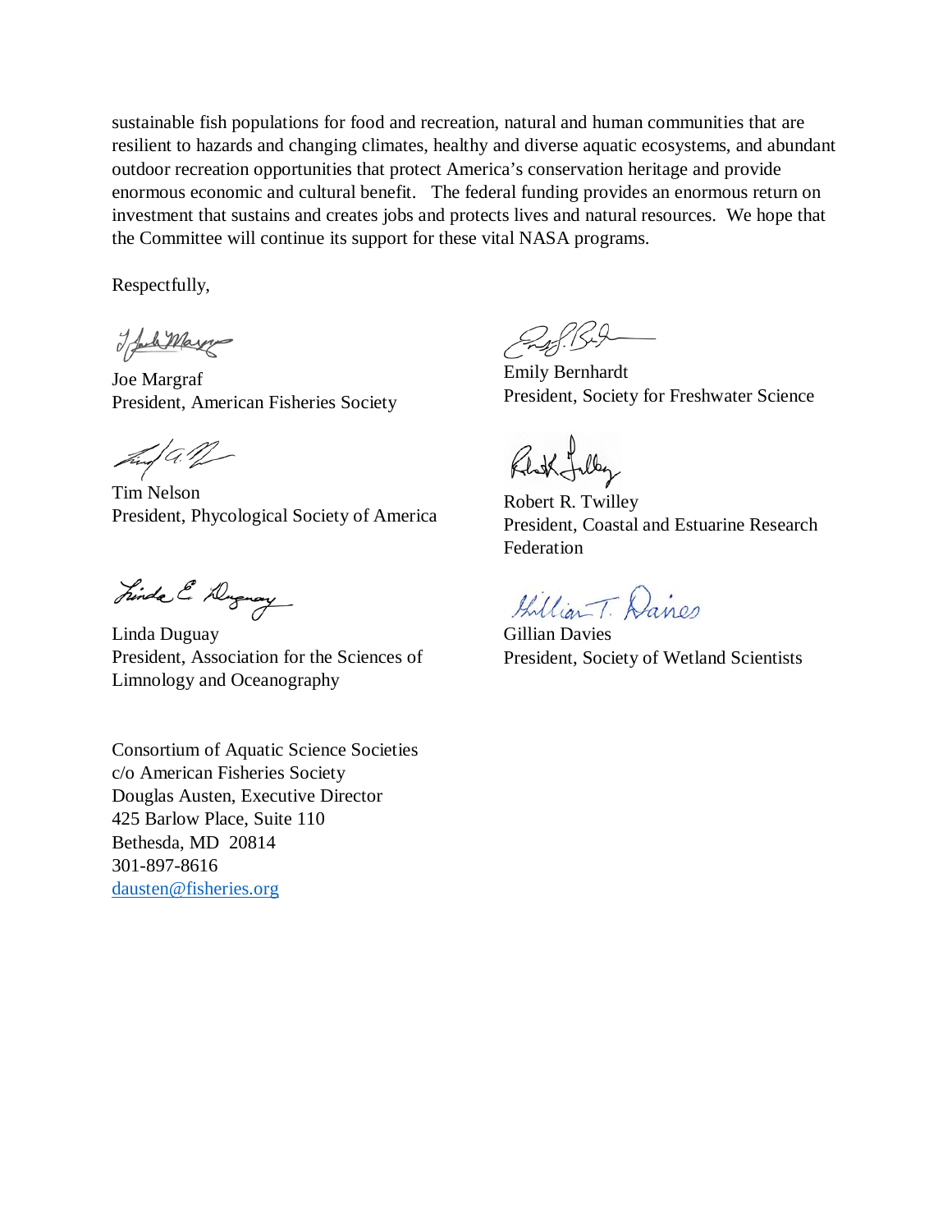sustainable fish populations for food and recreation, natural and human communities that are resilient to hazards and changing climates, healthy and diverse aquatic ecosystems, and abundant outdoor recreation opportunities that protect America's conservation heritage and provide enormous economic and cultural benefit. The federal funding provides an enormous return on investment that sustains and creates jobs and protects lives and natural resources. We hope that the Committee will continue its support for these vital NASA programs.

Respectfully,

Joe Margraf
President, American Fisheries Society

Emily Bernhardt
President, Society for Freshwater Science

Tim Nelson
President, Phycological Society of America

Robert R. Twilley
President, Coastal and Estuarine Research Federation

Linda Duguay
President, Association for the Sciences of Limnology and Oceanography

Gillian Davies
President, Society of Wetland Scientists

Consortium of Aquatic Science Societies
c/o American Fisheries Society
Douglas Austen, Executive Director
425 Barlow Place, Suite 110
Bethesda, MD 20814
301-897-8616
dausten@fisheries.org